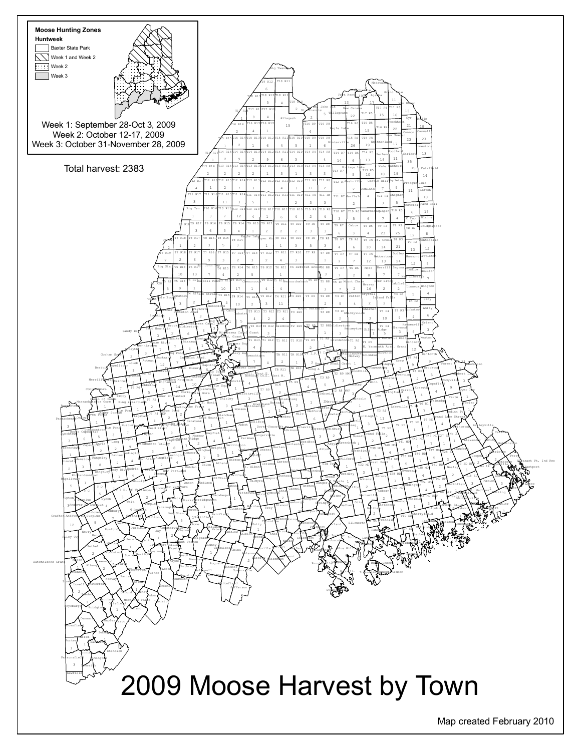# 2009 Moose Harvest by Town

**Moose Hunting Zones**

**Huntweek**

- Baxter State Park
- Week 1 and Week 2
- Week 2
- Week 3

Week 1: September 28-Oct 3, 2009
Week 2: October 12-17, 2009
Week 3: October 31-November 28, 2009

Total harvest: 2383

Map created February 2010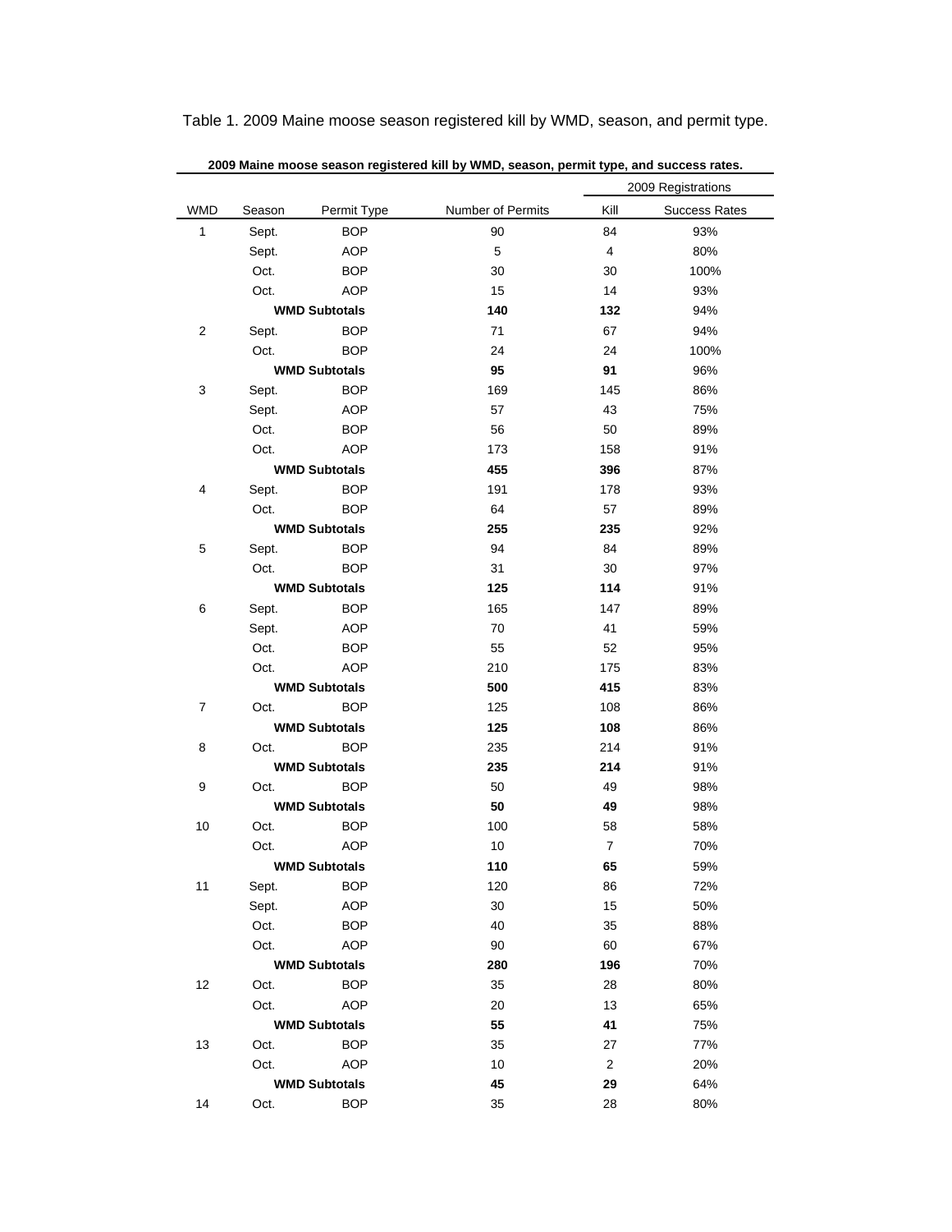Table 1. 2009 Maine moose season registered kill by WMD, season, and permit type.

**2009 Maine moose season registered kill by WMD, season, permit type, and success rates.**

| | | | | 2009 Registrations | |
|---|---|---|---|---|---|
| WMD | Season | Permit Type | Number of Permits | Kill | Success Rates |
| 1 | Sept. | BOP | 90 | 84 | 93% |
| | Sept. | AOP | 5 | 4 | 80% |
| | Oct. | BOP | 30 | 30 | 100% |
| | Oct. | AOP | 15 | 14 | 93% |
| | **WMD Subtotals** | | **140** | **132** | 94% |
| 2 | Sept. | BOP | 71 | 67 | 94% |
| | Oct. | BOP | 24 | 24 | 100% |
| | **WMD Subtotals** | | **95** | **91** | 96% |
| 3 | Sept. | BOP | 169 | 145 | 86% |
| | Sept. | AOP | 57 | 43 | 75% |
| | Oct. | BOP | 56 | 50 | 89% |
| | Oct. | AOP | 173 | 158 | 91% |
| | **WMD Subtotals** | | **455** | **396** | 87% |
| 4 | Sept. | BOP | 191 | 178 | 93% |
| | Oct. | BOP | 64 | 57 | 89% |
| | **WMD Subtotals** | | **255** | **235** | 92% |
| 5 | Sept. | BOP | 94 | 84 | 89% |
| | Oct. | BOP | 31 | 30 | 97% |
| | **WMD Subtotals** | | **125** | **114** | 91% |
| 6 | Sept. | BOP | 165 | 147 | 89% |
| | Sept. | AOP | 70 | 41 | 59% |
| | Oct. | BOP | 55 | 52 | 95% |
| | Oct. | AOP | 210 | 175 | 83% |
| | **WMD Subtotals** | | **500** | **415** | 83% |
| 7 | Oct. | BOP | 125 | 108 | 86% |
| | **WMD Subtotals** | | **125** | **108** | 86% |
| 8 | Oct. | BOP | 235 | 214 | 91% |
| | **WMD Subtotals** | | **235** | **214** | 91% |
| 9 | Oct. | BOP | 50 | 49 | 98% |
| | **WMD Subtotals** | | **50** | **49** | 98% |
| 10 | Oct. | BOP | 100 | 58 | 58% |
| | Oct. | AOP | 10 | 7 | 70% |
| | **WMD Subtotals** | | **110** | **65** | 59% |
| 11 | Sept. | BOP | 120 | 86 | 72% |
| | Sept. | AOP | 30 | 15 | 50% |
| | Oct. | BOP | 40 | 35 | 88% |
| | Oct. | AOP | 90 | 60 | 67% |
| | **WMD Subtotals** | | **280** | **196** | 70% |
| 12 | Oct. | BOP | 35 | 28 | 80% |
| | Oct. | AOP | 20 | 13 | 65% |
| | **WMD Subtotals** | | **55** | **41** | 75% |
| 13 | Oct. | BOP | 35 | 27 | 77% |
| | Oct. | AOP | 10 | 2 | 20% |
| | **WMD Subtotals** | | **45** | **29** | 64% |
| 14 | Oct. | BOP | 35 | 28 | 80% |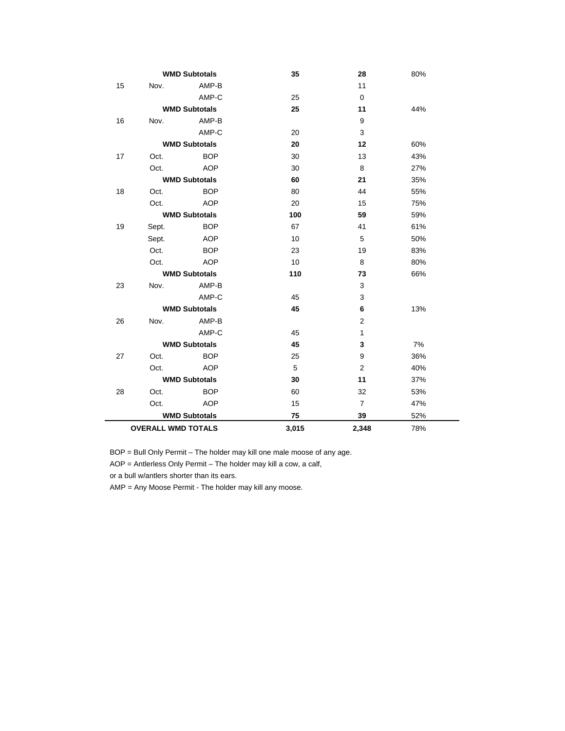| | | | | | |
|---|---|---|---|---|---|
| | **WMD Subtotals** | | **35** | **28** | 80% |
| 15 | Nov. | AMP-B | | 11 | |
| | | AMP-C | 25 | 0 | |
| | **WMD Subtotals** | | **25** | **11** | 44% |
| 16 | Nov. | AMP-B | | 9 | |
| | | AMP-C | 20 | 3 | |
| | **WMD Subtotals** | | **20** | **12** | 60% |
| 17 | Oct. | BOP | 30 | 13 | 43% |
| | Oct. | AOP | 30 | 8 | 27% |
| | **WMD Subtotals** | | **60** | **21** | 35% |
| 18 | Oct. | BOP | 80 | 44 | 55% |
| | Oct. | AOP | 20 | 15 | 75% |
| | **WMD Subtotals** | | **100** | **59** | 59% |
| 19 | Sept. | BOP | 67 | 41 | 61% |
| | Sept. | AOP | 10 | 5 | 50% |
| | Oct. | BOP | 23 | 19 | 83% |
| | Oct. | AOP | 10 | 8 | 80% |
| | **WMD Subtotals** | | **110** | **73** | 66% |
| 23 | Nov. | AMP-B | | 3 | |
| | | AMP-C | 45 | 3 | |
| | **WMD Subtotals** | | **45** | **6** | 13% |
| 26 | Nov. | AMP-B | | 2 | |
| | | AMP-C | 45 | 1 | |
| | **WMD Subtotals** | | **45** | **3** | 7% |
| 27 | Oct. | BOP | 25 | 9 | 36% |
| | Oct. | AOP | 5 | 2 | 40% |
| | **WMD Subtotals** | | **30** | **11** | 37% |
| 28 | Oct. | BOP | 60 | 32 | 53% |
| | Oct. | AOP | 15 | 7 | 47% |
| | **WMD Subtotals** | | **75** | **39** | 52% |
| | **OVERALL WMD TOTALS** | | **3,015** | **2,348** | 78% |

BOP = Bull Only Permit – The holder may kill one male moose of any age.

AOP = Antlerless Only Permit – The holder may kill a cow, a calf,
or a bull w/antlers shorter than its ears.

AMP = Any Moose Permit - The holder may kill any moose.